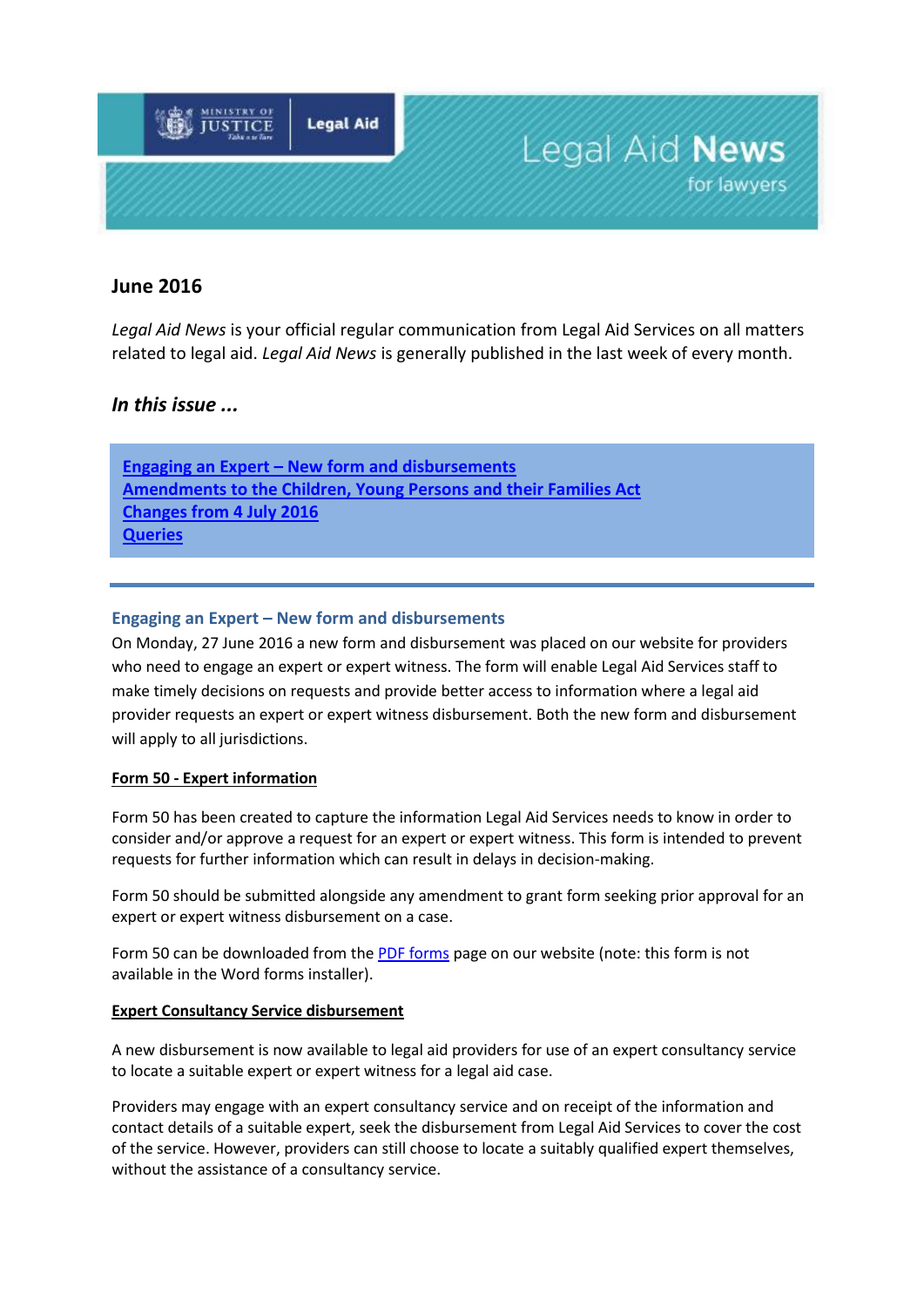Legal Aid News

for lawyers

## June 2016

*Legal Aid News* is your official regular communication from Legal Aid Services on all matters related to legal aid. *Legal Aid News* is generally published in the last week of every month.

### *In this issue ...*

- [Engaging an Expert – New form and disbursements]
- [Amendments to the Children, Young Persons and their Families Act]
- [Changes from 4 July 2016]
- [Queries]

---

### Engaging an Expert – New form and disbursements

On Monday, 27 June 2016 a new form and disbursement was placed on our website for providers who need to engage an expert or expert witness. The form will enable Legal Aid Services staff to make timely decisions on requests and provide better access to information where a legal aid provider requests an expert or expert witness disbursement. Both the new form and disbursement will apply to all jurisdictions.

**Form 50 - Expert information**

Form 50 has been created to capture the information Legal Aid Services needs to know in order to consider and/or approve a request for an expert or expert witness. This form is intended to prevent requests for further information which can result in delays in decision-making.

Form 50 should be submitted alongside any amendment to grant form seeking prior approval for an expert or expert witness disbursement on a case.

Form 50 can be downloaded from the PDF forms page on our website (note: this form is not available in the Word forms installer).

**Expert Consultancy Service disbursement**

A new disbursement is now available to legal aid providers for use of an expert consultancy service to locate a suitable expert or expert witness for a legal aid case.

Providers may engage with an expert consultancy service and on receipt of the information and contact details of a suitable expert, seek the disbursement from Legal Aid Services to cover the cost of the service. However, providers can still choose to locate a suitably qualified expert themselves, without the assistance of a consultancy service.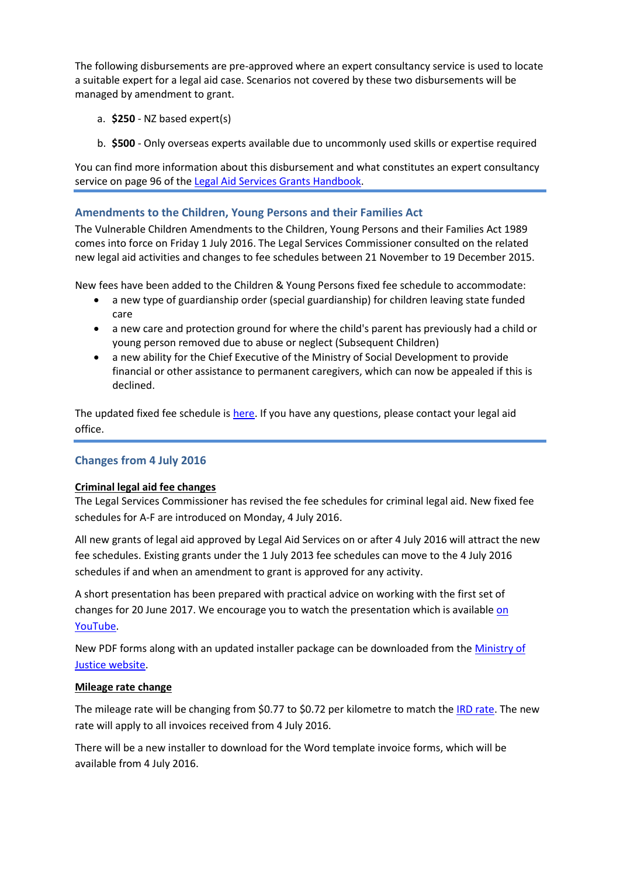The following disbursements are pre-approved where an expert consultancy service is used to locate a suitable expert for a legal aid case. Scenarios not covered by these two disbursements will be managed by amendment to grant.

a. **$250** - NZ based expert(s)

b. **$500** - Only overseas experts available due to uncommonly used skills or expertise required

You can find more information about this disbursement and what constitutes an expert consultancy service on page 96 of the Legal Aid Services Grants Handbook.

---

## Amendments to the Children, Young Persons and their Families Act

The Vulnerable Children Amendments to the Children, Young Persons and their Families Act 1989 comes into force on Friday 1 July 2016. The Legal Services Commissioner consulted on the related new legal aid activities and changes to fee schedules between 21 November to 19 December 2015.

New fees have been added to the Children & Young Persons fixed fee schedule to accommodate:

- a new type of guardianship order (special guardianship) for children leaving state funded care
- a new care and protection ground for where the child's parent has previously had a child or young person removed due to abuse or neglect (Subsequent Children)
- a new ability for the Chief Executive of the Ministry of Social Development to provide financial or other assistance to permanent caregivers, which can now be appealed if this is declined.

The updated fixed fee schedule is here. If you have any questions, please contact your legal aid office.

---

## Changes from 4 July 2016

**Criminal legal aid fee changes**

The Legal Services Commissioner has revised the fee schedules for criminal legal aid. New fixed fee schedules for A-F are introduced on Monday, 4 July 2016.

All new grants of legal aid approved by Legal Aid Services on or after 4 July 2016 will attract the new fee schedules. Existing grants under the 1 July 2013 fee schedules can move to the 4 July 2016 schedules if and when an amendment to grant is approved for any activity.

A short presentation has been prepared with practical advice on working with the first set of changes for 20 June 2017. We encourage you to watch the presentation which is available on YouTube.

New PDF forms along with an updated installer package can be downloaded from the Ministry of Justice website.

**Mileage rate change**

The mileage rate will be changing from $0.77 to $0.72 per kilometre to match the IRD rate. The new rate will apply to all invoices received from 4 July 2016.

There will be a new installer to download for the Word template invoice forms, which will be available from 4 July 2016.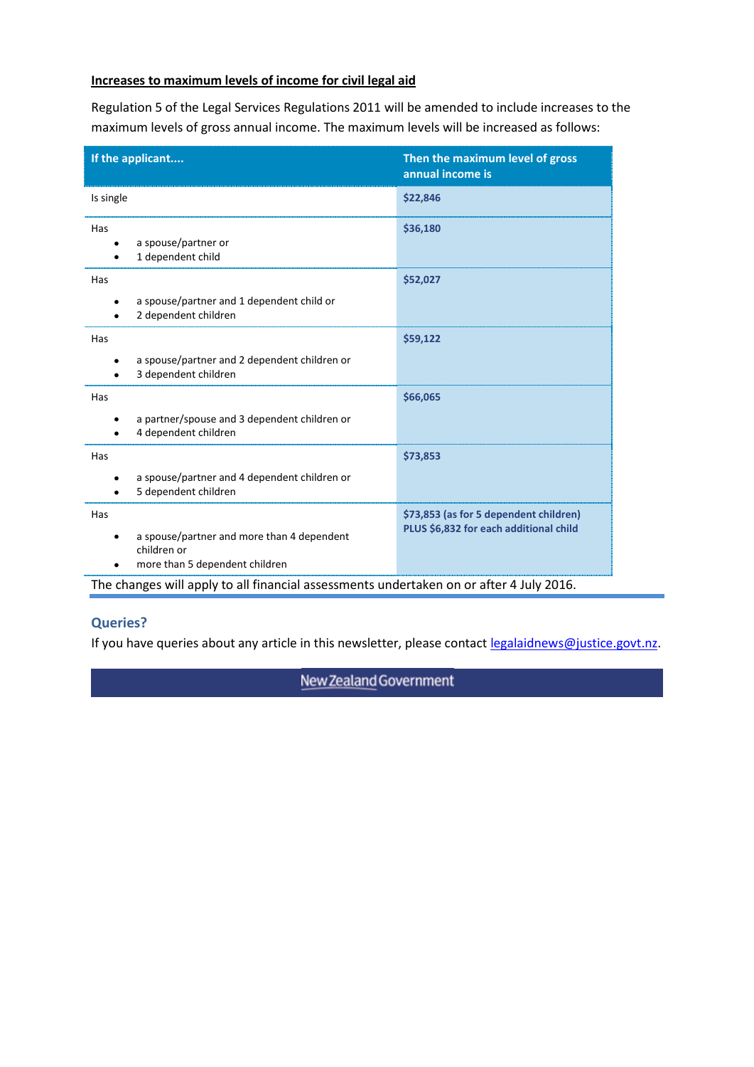**Increases to maximum levels of income for civil legal aid**

Regulation 5 of the Legal Services Regulations 2011 will be amended to include increases to the maximum levels of gross annual income. The maximum levels will be increased as follows:

| If the applicant.... | Then the maximum level of gross annual income is |
|---|---|
| Is single | **$22,846** |
| Has<br>• a spouse/partner or<br>• 1 dependent child | **$36,180** |
| Has<br>• a spouse/partner and 1 dependent child or<br>• 2 dependent children | **$52,027** |
| Has<br>• a spouse/partner and 2 dependent children or<br>• 3 dependent children | **$59,122** |
| Has<br>• a partner/spouse and 3 dependent children or<br>• 4 dependent children | **$66,065** |
| Has<br>• a spouse/partner and 4 dependent children or<br>• 5 dependent children | **$73,853** |
| Has<br>• a spouse/partner and more than 4 dependent children or<br>• more than 5 dependent children | **$73,853 (as for 5 dependent children) PLUS $6,832 for each additional child** |

The changes will apply to all financial assessments undertaken on or after 4 July 2016.

## Queries?

If you have queries about any article in this newsletter, please contact legalaidnews@justice.govt.nz.

New Zealand Government